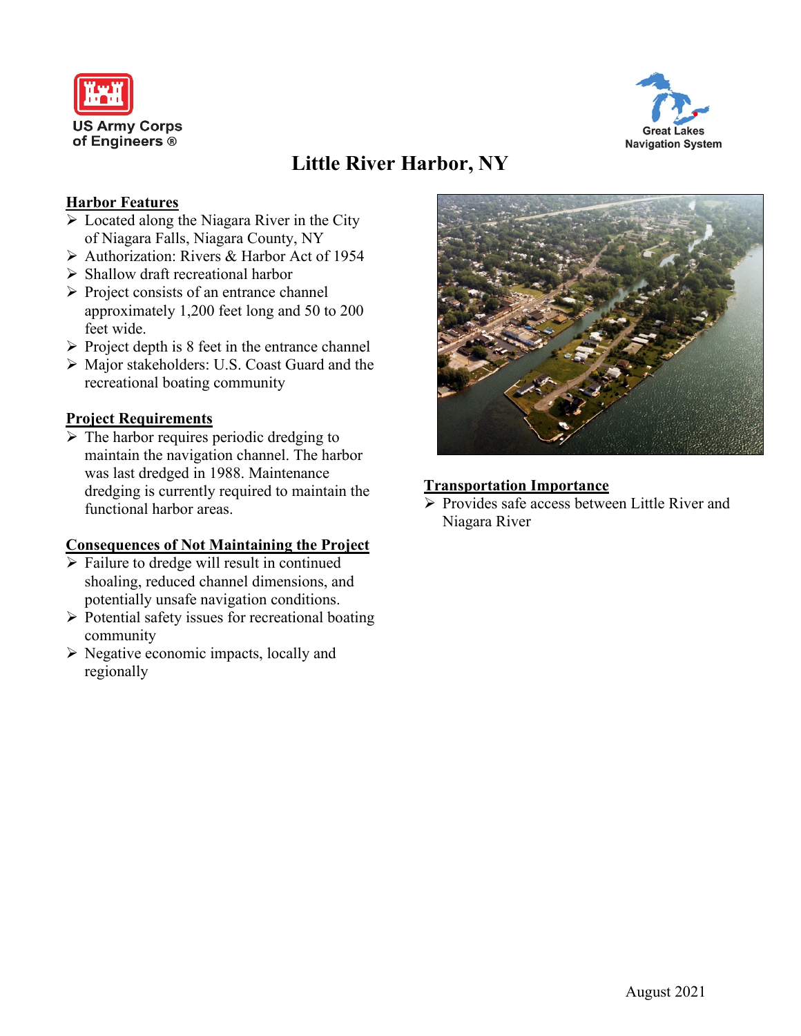US Army Corps of Engineers ®

Great Lakes Navigation System

# Little River Harbor, NY

## Harbor Features

- Located along the Niagara River in the City of Niagara Falls, Niagara County, NY
- Authorization: Rivers & Harbor Act of 1954
- Shallow draft recreational harbor
- Project consists of an entrance channel approximately 1,200 feet long and 50 to 200 feet wide.
- Project depth is 8 feet in the entrance channel
- Major stakeholders: U.S. Coast Guard and the recreational boating community

## Project Requirements

- The harbor requires periodic dredging to maintain the navigation channel. The harbor was last dredged in 1988. Maintenance dredging is currently required to maintain the functional harbor areas.

## Consequences of Not Maintaining the Project

- Failure to dredge will result in continued shoaling, reduced channel dimensions, and potentially unsafe navigation conditions.
- Potential safety issues for recreational boating community
- Negative economic impacts, locally and regionally

## Transportation Importance

- Provides safe access between Little River and Niagara River

August 2021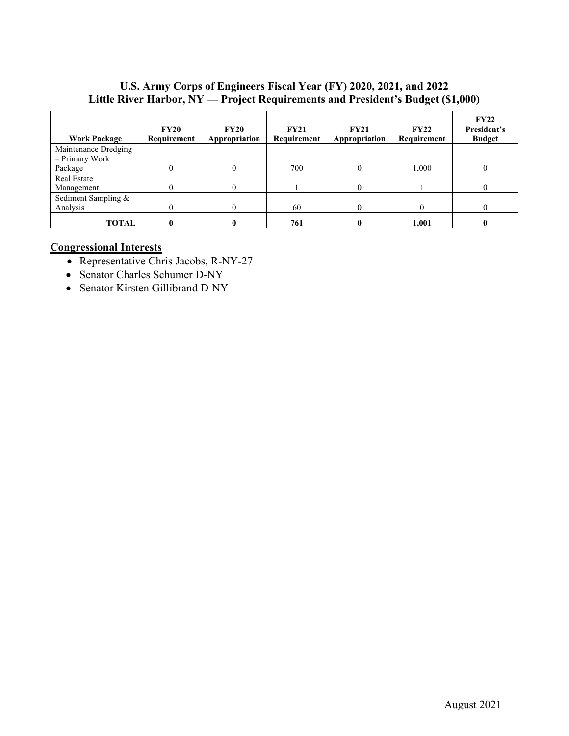**U.S. Army Corps of Engineers Fiscal Year (FY) 2020, 2021, and 2022**
**Little River Harbor, NY — Project Requirements and President's Budget ($1,000)**

| Work Package | FY20 Requirement | FY20 Appropriation | FY21 Requirement | FY21 Appropriation | FY22 Requirement | FY22 President's Budget |
|---|---|---|---|---|---|---|
| Maintenance Dredging – Primary Work Package | 0 | 0 | 700 | 0 | 1,000 | 0 |
| Real Estate Management | 0 | 0 | 1 | 0 | 1 | 0 |
| Sediment Sampling & Analysis | 0 | 0 | 60 | 0 | 0 | 0 |
| **TOTAL** | **0** | **0** | **761** | **0** | **1,001** | **0** |

## Congressional Interests

- Representative Chris Jacobs, R-NY-27
- Senator Charles Schumer D-NY
- Senator Kirsten Gillibrand D-NY

August 2021